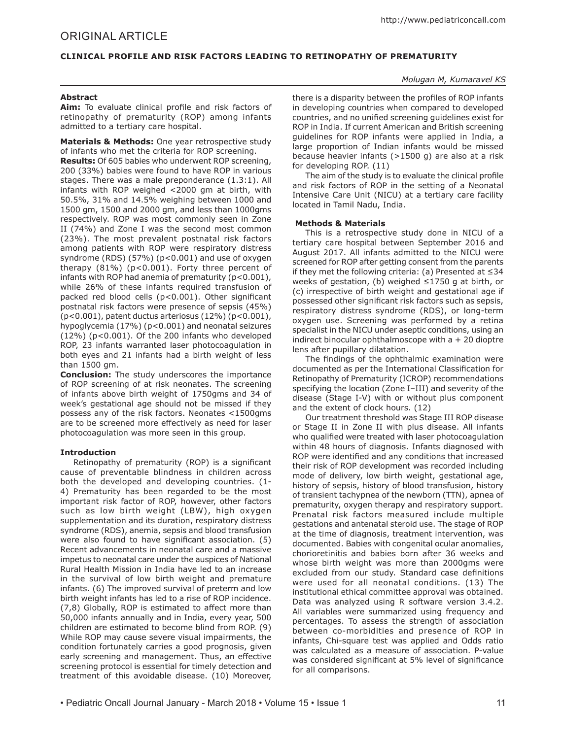ORIGINAL ARTICLE

# CLINICAL PROFILE AND RISK FACTORS LEADING TO RETINOPATHY OF PREMATURITY

*Molugan M, Kumaravel KS*

## Abstract

**Aim:** To evaluate clinical profile and risk factors of retinopathy of prematurity (ROP) among infants admitted to a tertiary care hospital.

**Materials & Methods:** One year retrospective study of infants who met the criteria for ROP screening.

**Results:** Of 605 babies who underwent ROP screening, 200 (33%) babies were found to have ROP in various stages. There was a male preponderance (1.3:1). All infants with ROP weighed <2000 gm at birth, with 50.5%, 31% and 14.5% weighing between 1000 and 1500 gm, 1500 and 2000 gm, and less than 1000gms respectively. ROP was most commonly seen in Zone II (74%) and Zone I was the second most common (23%). The most prevalent postnatal risk factors among patients with ROP were respiratory distress syndrome (RDS) (57%) ($p<0.001$) and use of oxygen therapy (81%) ($p<0.001$). Forty three percent of infants with ROP had anemia of prematurity ($p<0.001$), while 26% of these infants required transfusion of packed red blood cells ($p<0.001$). Other significant postnatal risk factors were presence of sepsis (45%) ($p<0.001$), patent ductus arteriosus (12%) ($p<0.001$), hypoglycemia (17%) ($p<0.001$) and neonatal seizures (12%) ($p<0.001$). Of the 200 infants who developed ROP, 23 infants warranted laser photocoagulation in both eyes and 21 infants had a birth weight of less than 1500 gm.

**Conclusion:** The study underscores the importance of ROP screening of at risk neonates. The screening of infants above birth weight of 1750gms and 34 of week's gestational age should not be missed if they possess any of the risk factors. Neonates <1500gms are to be screened more effectively as need for laser photocoagulation was more seen in this group.

## Introduction

Retinopathy of prematurity (ROP) is a significant cause of preventable blindness in children across both the developed and developing countries. (1-4) Prematurity has been regarded to be the most important risk factor of ROP, however, other factors such as low birth weight (LBW), high oxygen supplementation and its duration, respiratory distress syndrome (RDS), anemia, sepsis and blood transfusion were also found to have significant association. (5) Recent advancements in neonatal care and a massive impetus to neonatal care under the auspices of National Rural Health Mission in India have led to an increase in the survival of low birth weight and premature infants. (6) The improved survival of preterm and low birth weight infants has led to a rise of ROP incidence. (7,8) Globally, ROP is estimated to affect more than 50,000 infants annually and in India, every year, 500 children are estimated to become blind from ROP. (9) While ROP may cause severe visual impairments, the condition fortunately carries a good prognosis, given early screening and management. Thus, an effective screening protocol is essential for timely detection and treatment of this avoidable disease. (10) Moreover, there is a disparity between the profiles of ROP infants in developing countries when compared to developed countries, and no unified screening guidelines exist for ROP in India. If current American and British screening guidelines for ROP infants were applied in India, a large proportion of Indian infants would be missed because heavier infants (>1500 g) are also at a risk for developing ROP. (11)

The aim of the study is to evaluate the clinical profile and risk factors of ROP in the setting of a Neonatal Intensive Care Unit (NICU) at a tertiary care facility located in Tamil Nadu, India.

## Methods & Materials

This is a retrospective study done in NICU of a tertiary care hospital between September 2016 and August 2017. All infants admitted to the NICU were screened for ROP after getting consent from the parents if they met the following criteria: (a) Presented at ≤34 weeks of gestation, (b) weighed ≤1750 g at birth, or (c) irrespective of birth weight and gestational age if possessed other significant risk factors such as sepsis, respiratory distress syndrome (RDS), or long-term oxygen use. Screening was performed by a retina specialist in the NICU under aseptic conditions, using an indirect binocular ophthalmoscope with a + 20 dioptre lens after pupillary dilatation.

The findings of the ophthalmic examination were documented as per the International Classification for Retinopathy of Prematurity (ICROP) recommendations specifying the location (Zone I–III) and severity of the disease (Stage I-V) with or without plus component and the extent of clock hours. (12)

Our treatment threshold was Stage III ROP disease or Stage II in Zone II with plus disease. All infants who qualified were treated with laser photocoagulation within 48 hours of diagnosis. Infants diagnosed with ROP were identified and any conditions that increased their risk of ROP development was recorded including mode of delivery, low birth weight, gestational age, history of sepsis, history of blood transfusion, history of transient tachypnea of the newborn (TTN), apnea of prematurity, oxygen therapy and respiratory support. Prenatal risk factors measured include multiple gestations and antenatal steroid use. The stage of ROP at the time of diagnosis, treatment intervention, was documented. Babies with congenital ocular anomalies, chorioretinitis and babies born after 36 weeks and whose birth weight was more than 2000gms were excluded from our study. Standard case definitions were used for all neonatal conditions. (13) The institutional ethical committee approval was obtained. Data was analyzed using R software version 3.4.2. All variables were summarized using frequency and percentages. To assess the strength of association between co-morbidities and presence of ROP in infants, Chi-square test was applied and Odds ratio was calculated as a measure of association. P-value was considered significant at 5% level of significance for all comparisons.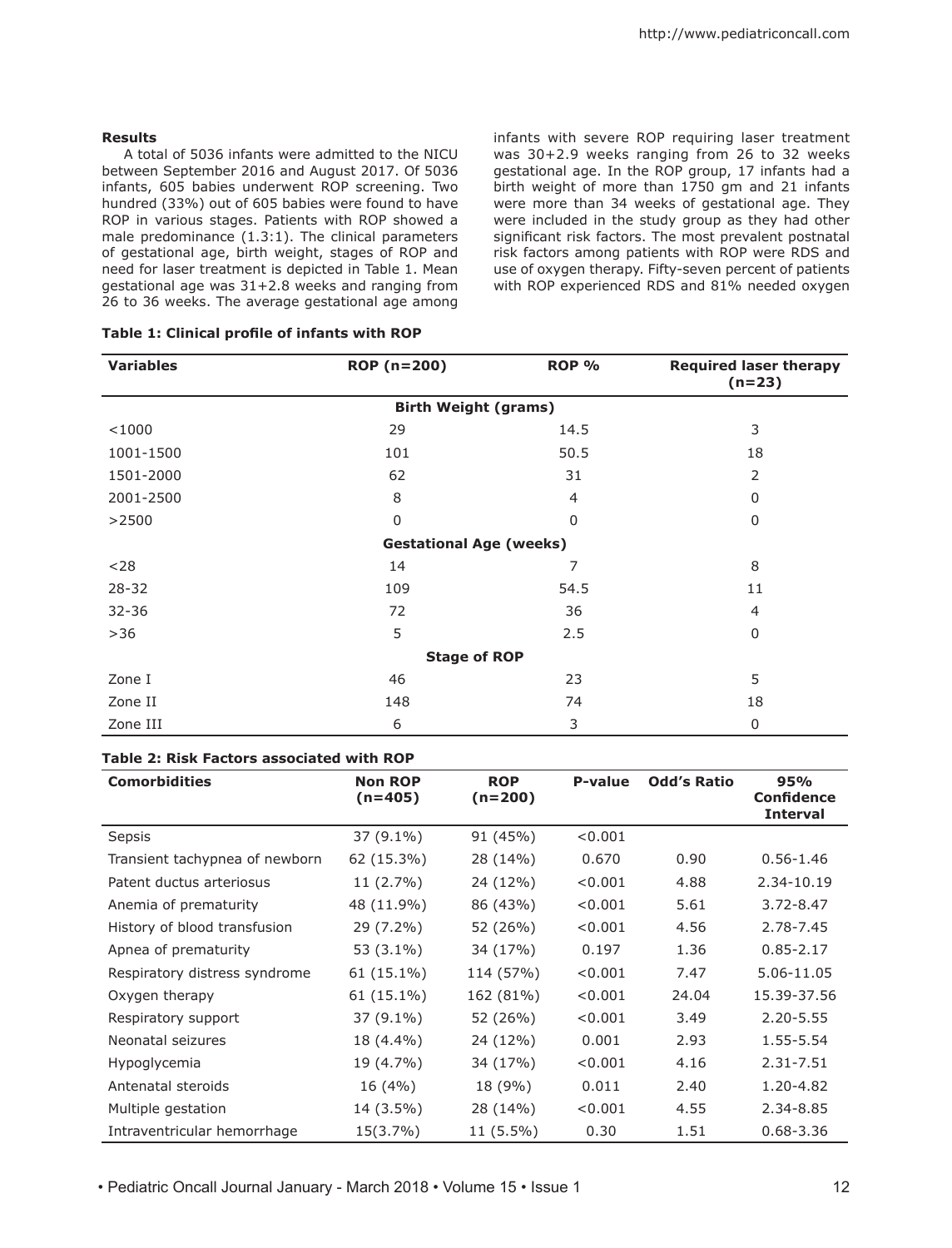## Results

A total of 5036 infants were admitted to the NICU between September 2016 and August 2017. Of 5036 infants, 605 babies underwent ROP screening. Two hundred (33%) out of 605 babies were found to have ROP in various stages. Patients with ROP showed a male predominance (1.3:1). The clinical parameters of gestational age, birth weight, stages of ROP and need for laser treatment is depicted in Table 1. Mean gestational age was 31+2.8 weeks and ranging from 26 to 36 weeks. The average gestational age among infants with severe ROP requiring laser treatment was 30+2.9 weeks ranging from 26 to 32 weeks gestational age. In the ROP group, 17 infants had a birth weight of more than 1750 gm and 21 infants were more than 34 weeks of gestational age. They were included in the study group as they had other significant risk factors. The most prevalent postnatal risk factors among patients with ROP were RDS and use of oxygen therapy. Fifty-seven percent of patients with ROP experienced RDS and 81% needed oxygen

**Table 1: Clinical profile of infants with ROP**

| Variables | ROP (n=200) | ROP % | Required laser therapy (n=23) |
|---|---|---|---|
| **Birth Weight (grams)** | | | |
| <1000 | 29 | 14.5 | 3 |
| 1001-1500 | 101 | 50.5 | 18 |
| 1501-2000 | 62 | 31 | 2 |
| 2001-2500 | 8 | 4 | 0 |
| >2500 | 0 | 0 | 0 |
| **Gestational Age (weeks)** | | | |
| <28 | 14 | 7 | 8 |
| 28-32 | 109 | 54.5 | 11 |
| 32-36 | 72 | 36 | 4 |
| >36 | 5 | 2.5 | 0 |
| **Stage of ROP** | | | |
| Zone I | 46 | 23 | 5 |
| Zone II | 148 | 74 | 18 |
| Zone III | 6 | 3 | 0 |

**Table 2: Risk Factors associated with ROP**

| Comorbidities | Non ROP (n=405) | ROP (n=200) | P-value | Odd's Ratio | 95% Confidence Interval |
|---|---|---|---|---|---|
| Sepsis | 37 (9.1%) | 91 (45%) | <0.001 | | |
| Transient tachypnea of newborn | 62 (15.3%) | 28 (14%) | 0.670 | 0.90 | 0.56-1.46 |
| Patent ductus arteriosus | 11 (2.7%) | 24 (12%) | <0.001 | 4.88 | 2.34-10.19 |
| Anemia of prematurity | 48 (11.9%) | 86 (43%) | <0.001 | 5.61 | 3.72-8.47 |
| History of blood transfusion | 29 (7.2%) | 52 (26%) | <0.001 | 4.56 | 2.78-7.45 |
| Apnea of prematurity | 53 (3.1%) | 34 (17%) | 0.197 | 1.36 | 0.85-2.17 |
| Respiratory distress syndrome | 61 (15.1%) | 114 (57%) | <0.001 | 7.47 | 5.06-11.05 |
| Oxygen therapy | 61 (15.1%) | 162 (81%) | <0.001 | 24.04 | 15.39-37.56 |
| Respiratory support | 37 (9.1%) | 52 (26%) | <0.001 | 3.49 | 2.20-5.55 |
| Neonatal seizures | 18 (4.4%) | 24 (12%) | 0.001 | 2.93 | 1.55-5.54 |
| Hypoglycemia | 19 (4.7%) | 34 (17%) | <0.001 | 4.16 | 2.31-7.51 |
| Antenatal steroids | 16 (4%) | 18 (9%) | 0.011 | 2.40 | 1.20-4.82 |
| Multiple gestation | 14 (3.5%) | 28 (14%) | <0.001 | 4.55 | 2.34-8.85 |
| Intraventricular hemorrhage | 15(3.7%) | 11 (5.5%) | 0.30 | 1.51 | 0.68-3.36 |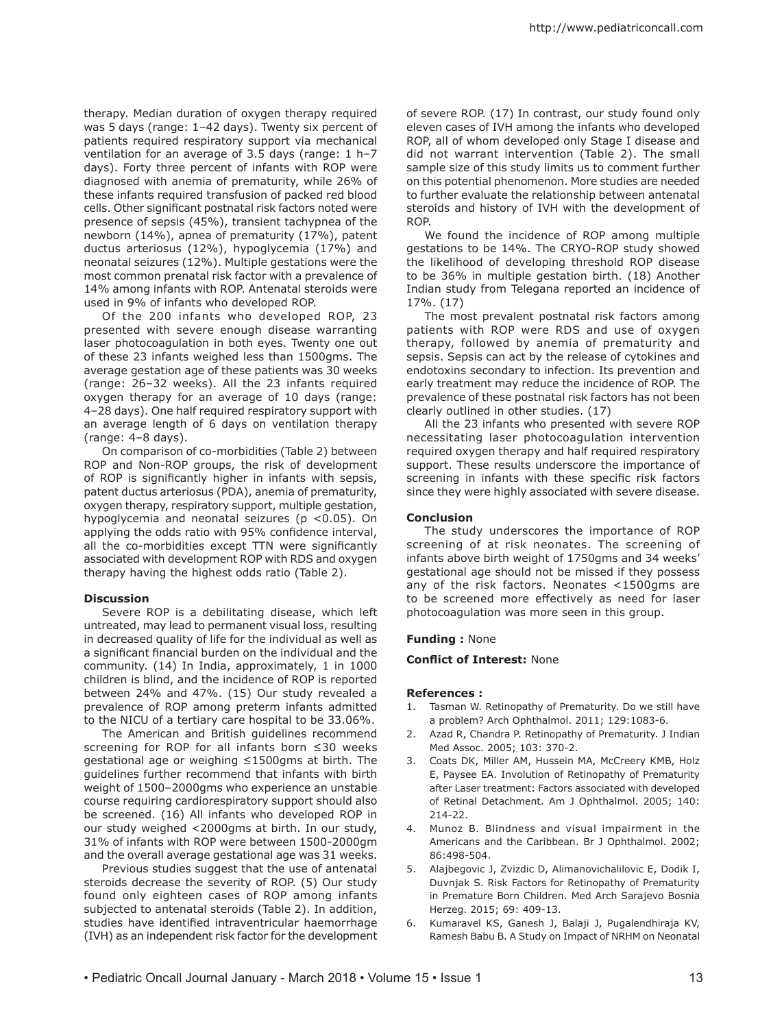therapy. Median duration of oxygen therapy required was 5 days (range: 1–42 days). Twenty six percent of patients required respiratory support via mechanical ventilation for an average of 3.5 days (range: 1 h–7 days). Forty three percent of infants with ROP were diagnosed with anemia of prematurity, while 26% of these infants required transfusion of packed red blood cells. Other significant postnatal risk factors noted were presence of sepsis (45%), transient tachypnea of the newborn (14%), apnea of prematurity (17%), patent ductus arteriosus (12%), hypoglycemia (17%) and neonatal seizures (12%). Multiple gestations were the most common prenatal risk factor with a prevalence of 14% among infants with ROP. Antenatal steroids were used in 9% of infants who developed ROP.

Of the 200 infants who developed ROP, 23 presented with severe enough disease warranting laser photocoagulation in both eyes. Twenty one out of these 23 infants weighed less than 1500gms. The average gestation age of these patients was 30 weeks (range: 26–32 weeks). All the 23 infants required oxygen therapy for an average of 10 days (range: 4–28 days). One half required respiratory support with an average length of 6 days on ventilation therapy (range: 4–8 days).

On comparison of co-morbidities (Table 2) between ROP and Non-ROP groups, the risk of development of ROP is significantly higher in infants with sepsis, patent ductus arteriosus (PDA), anemia of prematurity, oxygen therapy, respiratory support, multiple gestation, hypoglycemia and neonatal seizures ($p < 0.05$). On applying the odds ratio with 95% confidence interval, all the co-morbidities except TTN were significantly associated with development ROP with RDS and oxygen therapy having the highest odds ratio (Table 2).

**Discussion**

Severe ROP is a debilitating disease, which left untreated, may lead to permanent visual loss, resulting in decreased quality of life for the individual as well as a significant financial burden on the individual and the community. (14) In India, approximately, 1 in 1000 children is blind, and the incidence of ROP is reported between 24% and 47%. (15) Our study revealed a prevalence of ROP among preterm infants admitted to the NICU of a tertiary care hospital to be 33.06%.

The American and British guidelines recommend screening for ROP for all infants born ≤30 weeks gestational age or weighing ≤1500gms at birth. The guidelines further recommend that infants with birth weight of 1500–2000gms who experience an unstable course requiring cardiorespiratory support should also be screened. (16) All infants who developed ROP in our study weighed <2000gms at birth. In our study, 31% of infants with ROP were between 1500-2000gm and the overall average gestational age was 31 weeks.

Previous studies suggest that the use of antenatal steroids decrease the severity of ROP. (5) Our study found only eighteen cases of ROP among infants subjected to antenatal steroids (Table 2). In addition, studies have identified intraventricular haemorrhage (IVH) as an independent risk factor for the development of severe ROP. (17) In contrast, our study found only eleven cases of IVH among the infants who developed ROP, all of whom developed only Stage I disease and did not warrant intervention (Table 2). The small sample size of this study limits us to comment further on this potential phenomenon. More studies are needed to further evaluate the relationship between antenatal steroids and history of IVH with the development of ROP.

We found the incidence of ROP among multiple gestations to be 14%. The CRYO-ROP study showed the likelihood of developing threshold ROP disease to be 36% in multiple gestation birth. (18) Another Indian study from Telegana reported an incidence of 17%. (17)

The most prevalent postnatal risk factors among patients with ROP were RDS and use of oxygen therapy, followed by anemia of prematurity and sepsis. Sepsis can act by the release of cytokines and endotoxins secondary to infection. Its prevention and early treatment may reduce the incidence of ROP. The prevalence of these postnatal risk factors has not been clearly outlined in other studies. (17)

All the 23 infants who presented with severe ROP necessitating laser photocoagulation intervention required oxygen therapy and half required respiratory support. These results underscore the importance of screening in infants with these specific risk factors since they were highly associated with severe disease.

**Conclusion**

The study underscores the importance of ROP screening of at risk neonates. The screening of infants above birth weight of 1750gms and 34 weeks' gestational age should not be missed if they possess any of the risk factors. Neonates <1500gms are to be screened more effectively as need for laser photocoagulation was more seen in this group.

**Funding :** None

**Conflict of Interest:** None

**References :**

1. Tasman W. Retinopathy of Prematurity. Do we still have a problem? Arch Ophthalmol. 2011; 129:1083-6.
2. Azad R, Chandra P. Retinopathy of Prematurity. J Indian Med Assoc. 2005; 103: 370-2.
3. Coats DK, Miller AM, Hussein MA, McCreery KMB, Holz E, Paysee EA. Involution of Retinopathy of Prematurity after Laser treatment: Factors associated with developed of Retinal Detachment. Am J Ophthalmol. 2005; 140: 214-22.
4. Munoz B. Blindness and visual impairment in the Americans and the Caribbean. Br J Ophthalmol. 2002; 86:498-504.
5. Alajbegovic J, Zvizdic D, Alimanovichalilovic E, Dodik I, Duvnjak S. Risk Factors for Retinopathy of Prematurity in Premature Born Children. Med Arch Sarajevo Bosnia Herzeg. 2015; 69: 409-13.
6. Kumaravel KS, Ganesh J, Balaji J, Pugalendhiraja KV, Ramesh Babu B. A Study on Impact of NRHM on Neonatal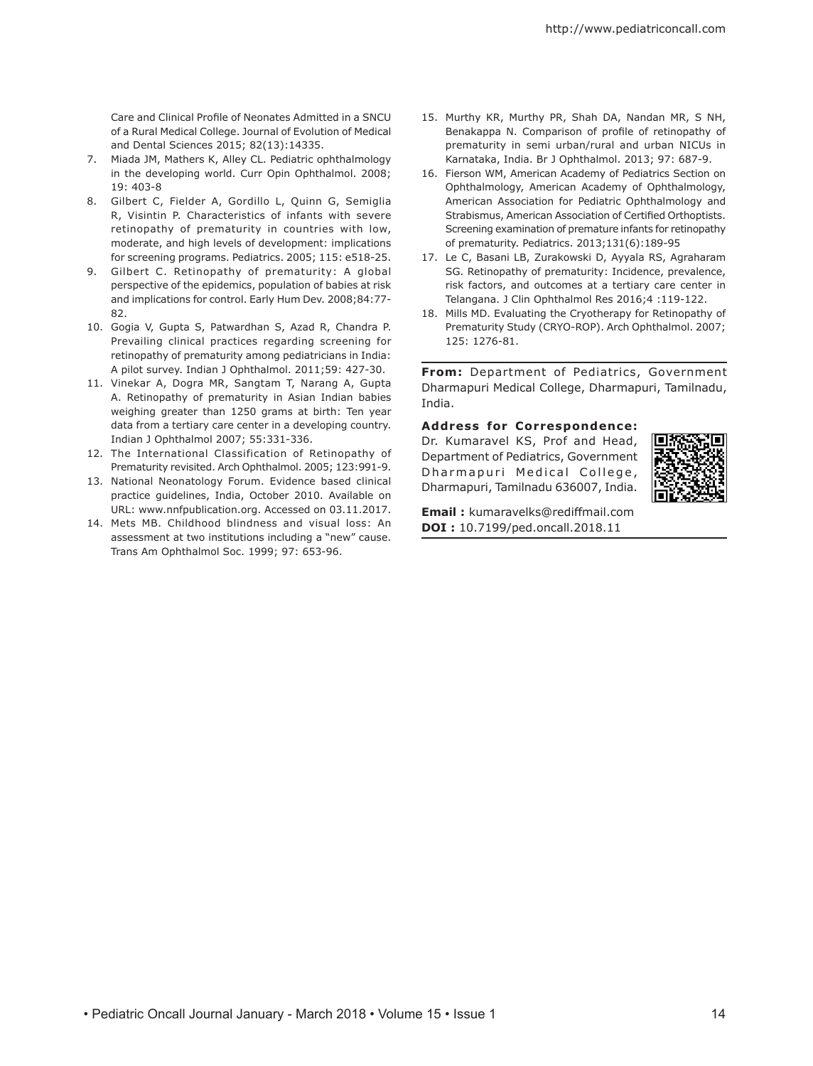Care and Clinical Profile of Neonates Admitted in a SNCU of a Rural Medical College. Journal of Evolution of Medical and Dental Sciences 2015; 82(13):14335.

7. Miada JM, Mathers K, Alley CL. Pediatric ophthalmology in the developing world. Curr Opin Ophthalmol. 2008; 19: 403-8
8. Gilbert C, Fielder A, Gordillo L, Quinn G, Semiglia R, Visintin P. Characteristics of infants with severe retinopathy of prematurity in countries with low, moderate, and high levels of development: implications for screening programs. Pediatrics. 2005; 115: e518-25.
9. Gilbert C. Retinopathy of prematurity: A global perspective of the epidemics, population of babies at risk and implications for control. Early Hum Dev. 2008;84:77-82.
10. Gogia V, Gupta S, Patwardhan S, Azad R, Chandra P. Prevailing clinical practices regarding screening for retinopathy of prematurity among pediatricians in India: A pilot survey. Indian J Ophthalmol. 2011;59: 427-30.
11. Vinekar A, Dogra MR, Sangtam T, Narang A, Gupta A. Retinopathy of prematurity in Asian Indian babies weighing greater than 1250 grams at birth: Ten year data from a tertiary care center in a developing country. Indian J Ophthalmol 2007; 55:331-336.
12. The International Classification of Retinopathy of Prematurity revisited. Arch Ophthalmol. 2005; 123:991-9.
13. National Neonatology Forum. Evidence based clinical practice guidelines, India, October 2010. Available on URL: www.nnfpublication.org. Accessed on 03.11.2017.
14. Mets MB. Childhood blindness and visual loss: An assessment at two institutions including a "new" cause. Trans Am Ophthalmol Soc. 1999; 97: 653-96.
15. Murthy KR, Murthy PR, Shah DA, Nandan MR, S NH, Benakappa N. Comparison of profile of retinopathy of prematurity in semi urban/rural and urban NICUs in Karnataka, India. Br J Ophthalmol. 2013; 97: 687-9.
16. Fierson WM, American Academy of Pediatrics Section on Ophthalmology, American Academy of Ophthalmology, American Association for Pediatric Ophthalmology and Strabismus, American Association of Certified Orthoptists. Screening examination of premature infants for retinopathy of prematurity. Pediatrics. 2013;131(6):189-95
17. Le C, Basani LB, Zurakowski D, Ayyala RS, Agraharam SG. Retinopathy of prematurity: Incidence, prevalence, risk factors, and outcomes at a tertiary care center in Telangana. J Clin Ophthalmol Res 2016;4 :119-122.
18. Mills MD. Evaluating the Cryotherapy for Retinopathy of Prematurity Study (CRYO-ROP). Arch Ophthalmol. 2007; 125: 1276-81.

**From:** Department of Pediatrics, Government Dharmapuri Medical College, Dharmapuri, Tamilnadu, India.

**Address for Correspondence:**
Dr. Kumaravel KS, Prof and Head, Department of Pediatrics, Government Dharmapuri Medical College, Dharmapuri, Tamilnadu 636007, India.

**Email :** kumaravelks@rediffmail.com
**DOI :** 10.7199/ped.oncall.2018.11